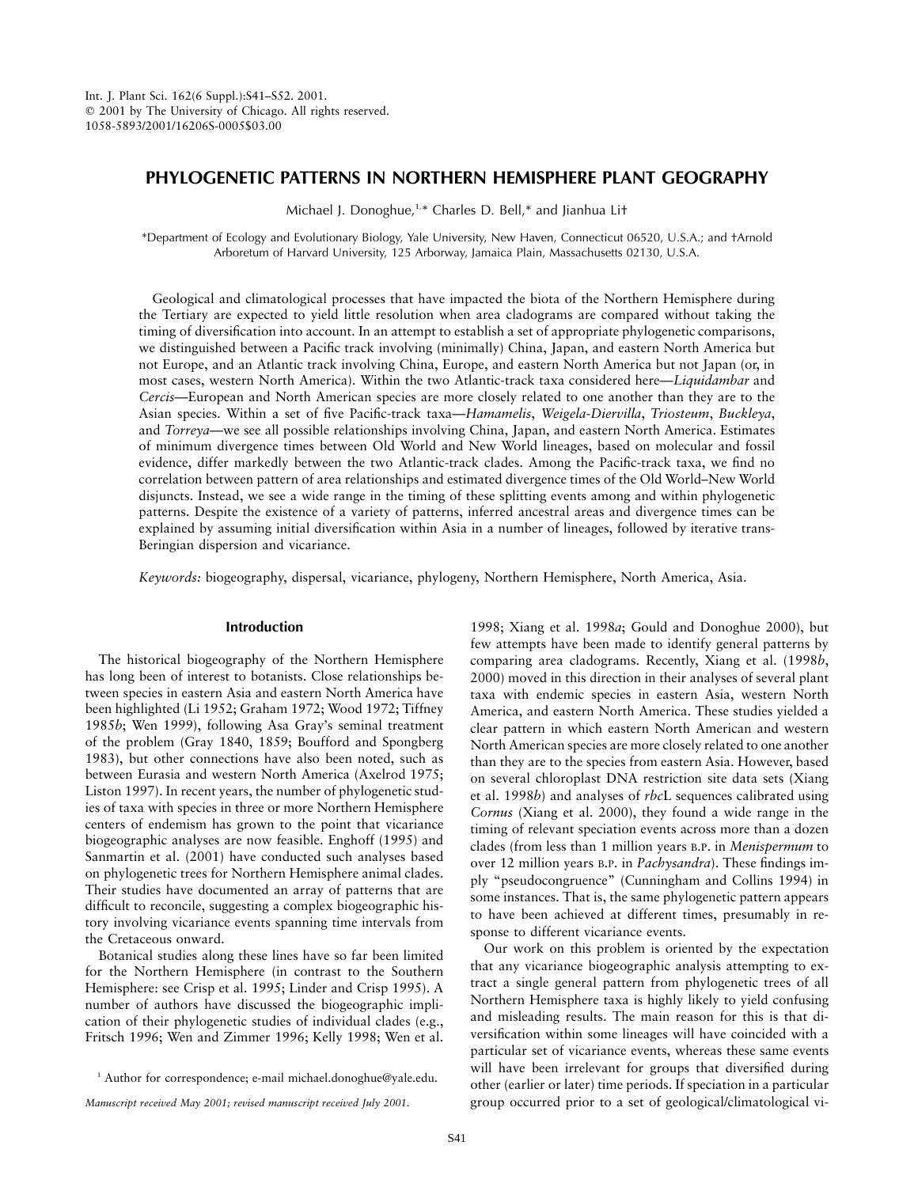Int. J. Plant Sci. 162(6 Suppl.):S41–S52. 2001.
© 2001 by The University of Chicago. All rights reserved.
1058-5893/2001/16206S-0005$03.00

# PHYLOGENETIC PATTERNS IN NORTHERN HEMISPHERE PLANT GEOGRAPHY

Michael J. Donoghue,[1,*] Charles D. Bell,* and Jianhua Li†

*Department of Ecology and Evolutionary Biology, Yale University, New Haven, Connecticut 06520, U.S.A.; and †Arnold Arboretum of Harvard University, 125 Arborway, Jamaica Plain, Massachusetts 02130, U.S.A.

Geological and climatological processes that have impacted the biota of the Northern Hemisphere during the Tertiary are expected to yield little resolution when area cladograms are compared without taking the timing of diversification into account. In an attempt to establish a set of appropriate phylogenetic comparisons, we distinguished between a Pacific track involving (minimally) China, Japan, and eastern North America but not Europe, and an Atlantic track involving China, Europe, and eastern North America but not Japan (or, in most cases, western North America). Within the two Atlantic-track taxa considered here—*Liquidambar* and *Cercis*—European and North American species are more closely related to one another than they are to the Asian species. Within a set of five Pacific-track taxa—*Hamamelis*, *Weigela-Diervilla*, *Triosteum*, *Buckleya*, and *Torreya*—we see all possible relationships involving China, Japan, and eastern North America. Estimates of minimum divergence times between Old World and New World lineages, based on molecular and fossil evidence, differ markedly between the two Atlantic-track clades. Among the Pacific-track taxa, we find no correlation between pattern of area relationships and estimated divergence times of the Old World–New World disjuncts. Instead, we see a wide range in the timing of these splitting events among and within phylogenetic patterns. Despite the existence of a variety of patterns, inferred ancestral areas and divergence times can be explained by assuming initial diversification within Asia in a number of lineages, followed by iterative trans-Beringian dispersion and vicariance.

*Keywords:* biogeography, dispersal, vicariance, phylogeny, Northern Hemisphere, North America, Asia.

## Introduction

The historical biogeography of the Northern Hemisphere has long been of interest to botanists. Close relationships between species in eastern Asia and eastern North America have been highlighted (Li 1952; Graham 1972; Wood 1972; Tiffney 1985*b*; Wen 1999), following Asa Gray's seminal treatment of the problem (Gray 1840, 1859; Boufford and Spongberg 1983), but other connections have also been noted, such as between Eurasia and western North America (Axelrod 1975; Liston 1997). In recent years, the number of phylogenetic studies of taxa with species in three or more Northern Hemisphere centers of endemism has grown to the point that vicariance biogeographic analyses are now feasible. Enghoff (1995) and Sanmartin et al. (2001) have conducted such analyses based on phylogenetic trees for Northern Hemisphere animal clades. Their studies have documented an array of patterns that are difficult to reconcile, suggesting a complex biogeographic history involving vicariance events spanning time intervals from the Cretaceous onward.

Botanical studies along these lines have so far been limited for the Northern Hemisphere (in contrast to the Southern Hemisphere: see Crisp et al. 1995; Linder and Crisp 1995). A number of authors have discussed the biogeographic implication of their phylogenetic studies of individual clades (e.g., Fritsch 1996; Wen and Zimmer 1996; Kelly 1998; Wen et al. 1998; Xiang et al. 1998*a*; Gould and Donoghue 2000), but few attempts have been made to identify general patterns by comparing area cladograms. Recently, Xiang et al. (1998*b*, 2000) moved in this direction in their analyses of several plant taxa with endemic species in eastern Asia, western North America, and eastern North America. These studies yielded a clear pattern in which eastern North American and western North American species are more closely related to one another than they are to the species from eastern Asia. However, based on several chloroplast DNA restriction site data sets (Xiang et al. 1998*b*) and analyses of *rbc*L sequences calibrated using *Cornus* (Xiang et al. 2000), they found a wide range in the timing of relevant speciation events across more than a dozen clades (from less than 1 million years B.P. in *Menispermum* to over 12 million years B.P. in *Pachysandra*). These findings imply "pseudocongruence" (Cunningham and Collins 1994) in some instances. That is, the same phylogenetic pattern appears to have been achieved at different times, presumably in response to different vicariance events.

Our work on this problem is oriented by the expectation that any vicariance biogeographic analysis attempting to extract a single general pattern from phylogenetic trees of all Northern Hemisphere taxa is highly likely to yield confusing and misleading results. The main reason for this is that diversification within some lineages will have coincided with a particular set of vicariance events, whereas these same events will have been irrelevant for groups that diversified during other (earlier or later) time periods. If speciation in a particular group occurred prior to a set of geological/climatological vi-

[1] Author for correspondence; e-mail michael.donoghue@yale.edu.

*Manuscript received May 2001; revised manuscript received July 2001.*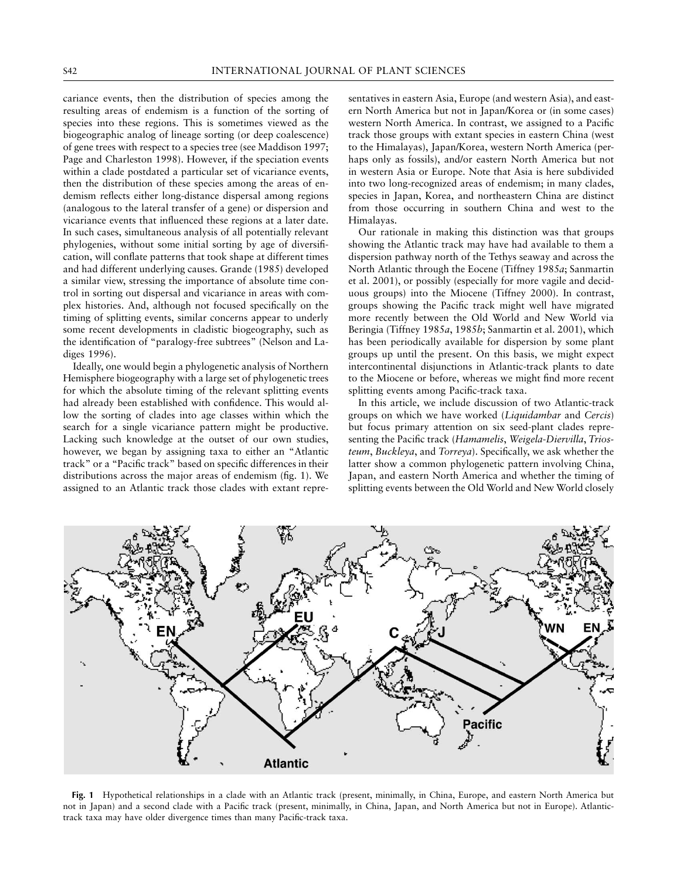cariance events, then the distribution of species among the resulting areas of endemism is a function of the sorting of species into these regions. This is sometimes viewed as the biogeographic analog of lineage sorting (or deep coalescence) of gene trees with respect to a species tree (see Maddison 1997; Page and Charleston 1998). However, if the speciation events within a clade postdated a particular set of vicariance events, then the distribution of these species among the areas of endemism reflects either long-distance dispersal among regions (analogous to the lateral transfer of a gene) or dispersion and vicariance events that influenced these regions at a later date. In such cases, simultaneous analysis of all potentially relevant phylogenies, without some initial sorting by age of diversification, will conflate patterns that took shape at different times and had different underlying causes. Grande (1985) developed a similar view, stressing the importance of absolute time control in sorting out dispersal and vicariance in areas with complex histories. And, although not focused specifically on the timing of splitting events, similar concerns appear to underly some recent developments in cladistic biogeography, such as the identification of "paralogy-free subtrees" (Nelson and Ladiges 1996).

Ideally, one would begin a phylogenetic analysis of Northern Hemisphere biogeography with a large set of phylogenetic trees for which the absolute timing of the relevant splitting events had already been established with confidence. This would allow the sorting of clades into age classes within which the search for a single vicariance pattern might be productive. Lacking such knowledge at the outset of our own studies, however, we began by assigning taxa to either an "Atlantic track" or a "Pacific track" based on specific differences in their distributions across the major areas of endemism (fig. 1). We assigned to an Atlantic track those clades with extant representatives in eastern Asia, Europe (and western Asia), and eastern North America but not in Japan/Korea or (in some cases) western North America. In contrast, we assigned to a Pacific track those groups with extant species in eastern China (west to the Himalayas), Japan/Korea, western North America (perhaps only as fossils), and/or eastern North America but not in western Asia or Europe. Note that Asia is here subdivided into two long-recognized areas of endemism; in many clades, species in Japan, Korea, and northeastern China are distinct from those occurring in southern China and west to the Himalayas.

Our rationale in making this distinction was that groups showing the Atlantic track may have had available to them a dispersion pathway north of the Tethys seaway and across the North Atlantic through the Eocene (Tiffney 1985*a*; Sanmartin et al. 2001), or possibly (especially for more vagile and deciduous groups) into the Miocene (Tiffney 2000). In contrast, groups showing the Pacific track might well have migrated more recently between the Old World and New World via Beringia (Tiffney 1985*a*, 1985*b*; Sanmartin et al. 2001), which has been periodically available for dispersion by some plant groups up until the present. On this basis, we might expect intercontinental disjunctions in Atlantic-track plants to date to the Miocene or before, whereas we might find more recent splitting events among Pacific-track taxa.

In this article, we include discussion of two Atlantic-track groups on which we have worked (*Liquidambar* and *Cercis*) but focus primary attention on six seed-plant clades representing the Pacific track (*Hamamelis*, *Weigela-Diervilla*, *Triosteum*, *Buckleya*, and *Torreya*). Specifically, we ask whether the latter show a common phylogenetic pattern involving China, Japan, and eastern North America and whether the timing of splitting events between the Old World and New World closely

**Fig. 1** Hypothetical relationships in a clade with an Atlantic track (present, minimally, in China, Europe, and eastern North America but not in Japan) and a second clade with a Pacific track (present, minimally, in China, Japan, and North America but not in Europe). Atlantic-track taxa may have older divergence times than many Pacific-track taxa.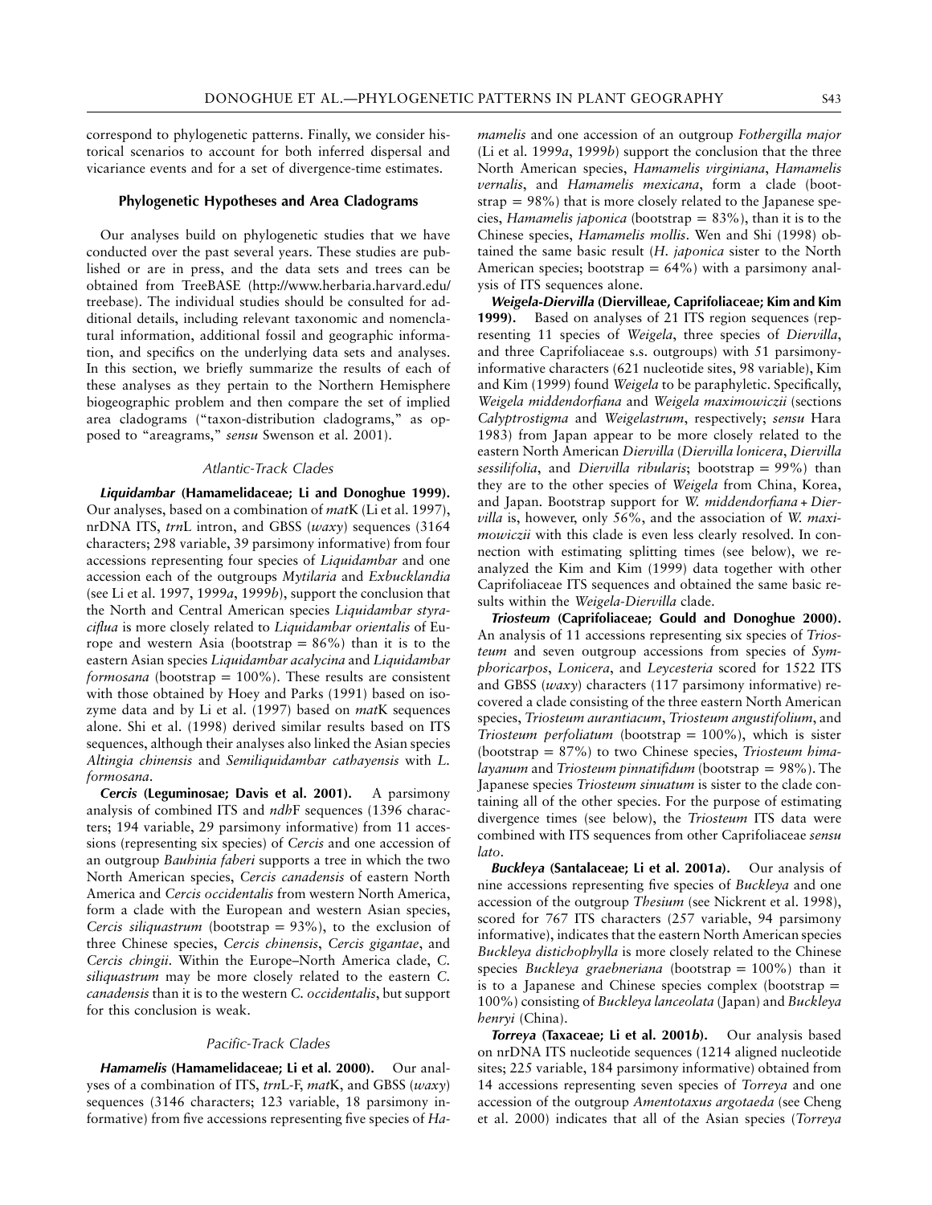correspond to phylogenetic patterns. Finally, we consider historical scenarios to account for both inferred dispersal and vicariance events and for a set of divergence-time estimates.

## Phylogenetic Hypotheses and Area Cladograms

Our analyses build on phylogenetic studies that we have conducted over the past several years. These studies are published or are in press, and the data sets and trees can be obtained from TreeBASE (http://www.herbaria.harvard.edu/treebase). The individual studies should be consulted for additional details, including relevant taxonomic and nomenclatural information, additional fossil and geographic information, and specifics on the underlying data sets and analyses. In this section, we briefly summarize the results of each of these analyses as they pertain to the Northern Hemisphere biogeographic problem and then compare the set of implied area cladograms ("taxon-distribution cladograms," as opposed to "areagrams," *sensu* Swenson et al. 2001).

### *Atlantic-Track Clades*

***Liquidambar* (Hamamelidaceae; Li and Donoghue 1999).** Our analyses, based on a combination of *mat*K (Li et al. 1997), nrDNA ITS, *trn*L intron, and GBSS (*waxy*) sequences (3164 characters; 298 variable, 39 parsimony informative) from four accessions representing four species of *Liquidambar* and one accession each of the outgroups *Mytilaria* and *Exbucklandia* (see Li et al. 1997, 1999*a*, 1999*b*), support the conclusion that the North and Central American species *Liquidambar styraciflua* is more closely related to *Liquidambar orientalis* of Europe and western Asia (bootstrap = 86%) than it is to the eastern Asian species *Liquidambar acalycina* and *Liquidambar formosana* (bootstrap = 100%). These results are consistent with those obtained by Hoey and Parks (1991) based on isozyme data and by Li et al. (1997) based on *mat*K sequences alone. Shi et al. (1998) derived similar results based on ITS sequences, although their analyses also linked the Asian species *Altingia chinensis* and *Semiliquidambar cathayensis* with *L. formosana*.

***Cercis* (Leguminosae; Davis et al. 2001).** A parsimony analysis of combined ITS and *ndh*F sequences (1396 characters; 194 variable, 29 parsimony informative) from 11 accessions (representing six species) of *Cercis* and one accession of an outgroup *Bauhinia faberi* supports a tree in which the two North American species, *Cercis canadensis* of eastern North America and *Cercis occidentalis* from western North America, form a clade with the European and western Asian species, *Cercis siliquastrum* (bootstrap = 93%), to the exclusion of three Chinese species, *Cercis chinensis*, *Cercis gigantae*, and *Cercis chingii*. Within the Europe–North America clade, *C. siliquastrum* may be more closely related to the eastern *C. canadensis* than it is to the western *C. occidentalis*, but support for this conclusion is weak.

### *Pacific-Track Clades*

***Hamamelis* (Hamamelidaceae; Li et al. 2000).** Our analyses of a combination of ITS, *trn*L-F, *mat*K, and GBSS (*waxy*) sequences (3146 characters; 123 variable, 18 parsimony informative) from five accessions representing five species of *Hamamelis* and one accession of an outgroup *Fothergilla major* (Li et al. 1999*a*, 1999*b*) support the conclusion that the three North American species, *Hamamelis virginiana*, *Hamamelis vernalis*, and *Hamamelis mexicana*, form a clade (bootstrap = 98%) that is more closely related to the Japanese species, *Hamamelis japonica* (bootstrap = 83%), than it is to the Chinese species, *Hamamelis mollis*. Wen and Shi (1998) obtained the same basic result (*H. japonica* sister to the North American species; bootstrap = 64%) with a parsimony analysis of ITS sequences alone.

***Weigela-Diervilla* (Diervilleae, Caprifoliaceae; Kim and Kim 1999).** Based on analyses of 21 ITS region sequences (representing 11 species of *Weigela*, three species of *Diervilla*, and three Caprifoliaceae s.s. outgroups) with 51 parsimony-informative characters (621 nucleotide sites, 98 variable), Kim and Kim (1999) found *Weigela* to be paraphyletic. Specifically, *Weigela middendorfiana* and *Weigela maximowiczii* (sections *Calyptrostigma* and *Weigelastrum*, respectively; *sensu* Hara 1983) from Japan appear to be more closely related to the eastern North American *Diervilla* (*Diervilla lonicera*, *Diervilla sessilifolia*, and *Diervilla ribularis*; bootstrap = 99%) than they are to the other species of *Weigela* from China, Korea, and Japan. Bootstrap support for *W. middendorfiana* + *Diervilla* is, however, only 56%, and the association of *W. maximowiczii* with this clade is even less clearly resolved. In connection with estimating splitting times (see below), we reanalyzed the Kim and Kim (1999) data together with other Caprifoliaceae ITS sequences and obtained the same basic results within the *Weigela-Diervilla* clade.

***Triosteum* (Caprifoliaceae; Gould and Donoghue 2000).** An analysis of 11 accessions representing six species of *Triosteum* and seven outgroup accessions from species of *Symphoricarpos*, *Lonicera*, and *Leycesteria* scored for 1522 ITS and GBSS (*waxy*) characters (117 parsimony informative) recovered a clade consisting of the three eastern North American species, *Triosteum aurantiacum*, *Triosteum angustifolium*, and *Triosteum perfoliatum* (bootstrap = 100%), which is sister (bootstrap = 87%) to two Chinese species, *Triosteum himalayanum* and *Triosteum pinnatifidum* (bootstrap = 98%). The Japanese species *Triosteum sinuatum* is sister to the clade containing all of the other species. For the purpose of estimating divergence times (see below), the *Triosteum* ITS data were combined with ITS sequences from other Caprifoliaceae *sensu lato*.

***Buckleya* (Santalaceae; Li et al. 2001*a*).** Our analysis of nine accessions representing five species of *Buckleya* and one accession of the outgroup *Thesium* (see Nickrent et al. 1998), scored for 767 ITS characters (257 variable, 94 parsimony informative), indicates that the eastern North American species *Buckleya distichophylla* is more closely related to the Chinese species *Buckleya graebneriana* (bootstrap = 100%) than it is to a Japanese and Chinese species complex (bootstrap = 100%) consisting of *Buckleya lanceolata* (Japan) and *Buckleya henryi* (China).

***Torreya* (Taxaceae; Li et al. 2001*b*).** Our analysis based on nrDNA ITS nucleotide sequences (1214 aligned nucleotide sites; 225 variable, 184 parsimony informative) obtained from 14 accessions representing seven species of *Torreya* and one accession of the outgroup *Amentotaxus argotaeda* (see Cheng et al. 2000) indicates that all of the Asian species (*Torreya*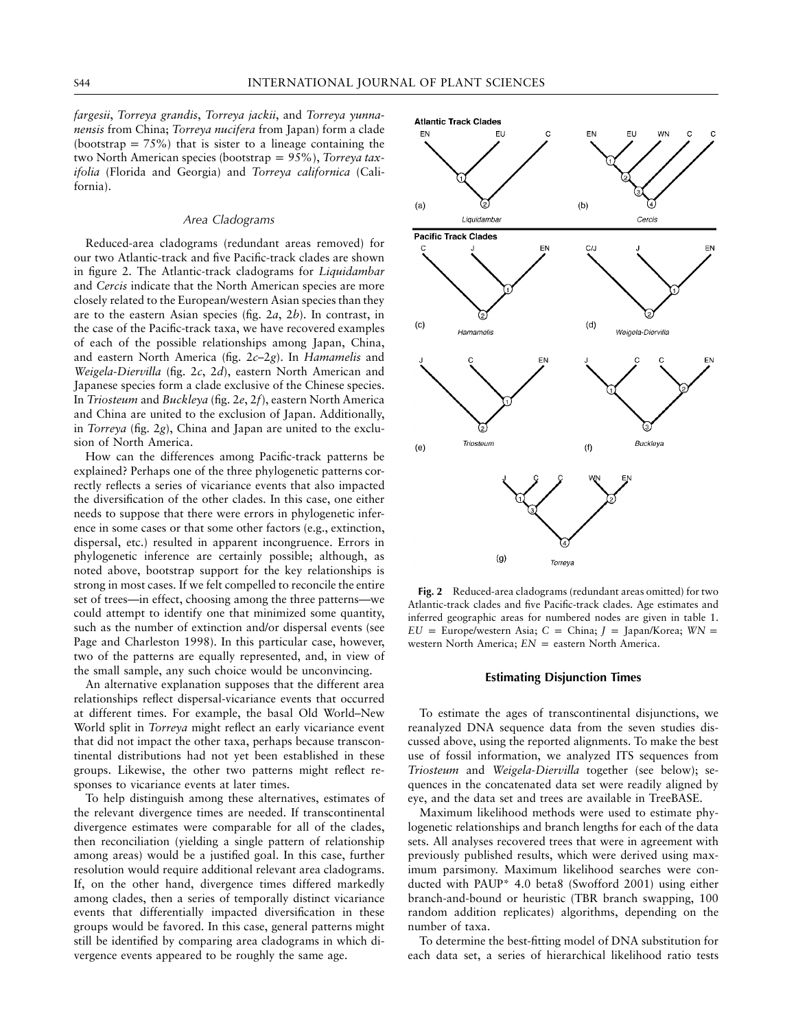*fargesii*, *Torreya grandis*, *Torreya jackii*, and *Torreya yunnanensis* from China; *Torreya nucifera* from Japan) form a clade (bootstrap = 75%) that is sister to a lineage containing the two North American species (bootstrap = 95%), *Torreya taxifolia* (Florida and Georgia) and *Torreya californica* (California).

### *Area Cladograms*

Reduced-area cladograms (redundant areas removed) for our two Atlantic-track and five Pacific-track clades are shown in figure 2. The Atlantic-track cladograms for *Liquidambar* and *Cercis* indicate that the North American species are more closely related to the European/western Asian species than they are to the eastern Asian species (fig. 2*a*, 2*b*). In contrast, in the case of the Pacific-track taxa, we have recovered examples of each of the possible relationships among Japan, China, and eastern North America (fig. 2*c*–2*g*). In *Hamamelis* and *Weigela-Diervilla* (fig. 2*c*, 2*d*), eastern North American and Japanese species form a clade exclusive of the Chinese species. In *Triosteum* and *Buckleya* (fig. 2*e*, 2*f*), eastern North America and China are united to the exclusion of Japan. Additionally, in *Torreya* (fig. 2*g*), China and Japan are united to the exclusion of North America.

How can the differences among Pacific-track patterns be explained? Perhaps one of the three phylogenetic patterns correctly reflects a series of vicariance events that also impacted the diversification of the other clades. In this case, one either needs to suppose that there were errors in phylogenetic inference in some cases or that some other factors (e.g., extinction, dispersal, etc.) resulted in apparent incongruence. Errors in phylogenetic inference are certainly possible; although, as noted above, bootstrap support for the key relationships is strong in most cases. If we felt compelled to reconcile the entire set of trees—in effect, choosing among the three patterns—we could attempt to identify one that minimized some quantity, such as the number of extinction and/or dispersal events (see Page and Charleston 1998). In this particular case, however, two of the patterns are equally represented, and, in view of the small sample, any such choice would be unconvincing.

An alternative explanation supposes that the different area relationships reflect dispersal-vicariance events that occurred at different times. For example, the basal Old World–New World split in *Torreya* might reflect an early vicariance event that did not impact the other taxa, perhaps because transcontinental distributions had not yet been established in these groups. Likewise, the other two patterns might reflect responses to vicariance events at later times.

To help distinguish among these alternatives, estimates of the relevant divergence times are needed. If transcontinental divergence estimates were comparable for all of the clades, then reconciliation (yielding a single pattern of relationship among areas) would be a justified goal. In this case, further resolution would require additional relevant area cladograms. If, on the other hand, divergence times differed markedly among clades, then a series of temporally distinct vicariance events that differentially impacted diversification in these groups would be favored. In this case, general patterns might still be identified by comparing area cladograms in which divergence events appeared to be roughly the same age.

**Fig. 2** Reduced-area cladograms (redundant areas omitted) for two Atlantic-track clades and five Pacific-track clades. Age estimates and inferred geographic areas for numbered nodes are given in table 1. *EU* = Europe/western Asia; *C* = China; *J* = Japan/Korea; *WN* = western North America; *EN* = eastern North America.

## Estimating Disjunction Times

To estimate the ages of transcontinental disjunctions, we reanalyzed DNA sequence data from the seven studies discussed above, using the reported alignments. To make the best use of fossil information, we analyzed ITS sequences from *Triosteum* and *Weigela-Diervilla* together (see below); sequences in the concatenated data set were readily aligned by eye, and the data set and trees are available in TreeBASE.

Maximum likelihood methods were used to estimate phylogenetic relationships and branch lengths for each of the data sets. All analyses recovered trees that were in agreement with previously published results, which were derived using maximum parsimony. Maximum likelihood searches were conducted with PAUP* 4.0 beta8 (Swofford 2001) using either branch-and-bound or heuristic (TBR branch swapping, 100 random addition replicates) algorithms, depending on the number of taxa.

To determine the best-fitting model of DNA substitution for each data set, a series of hierarchical likelihood ratio tests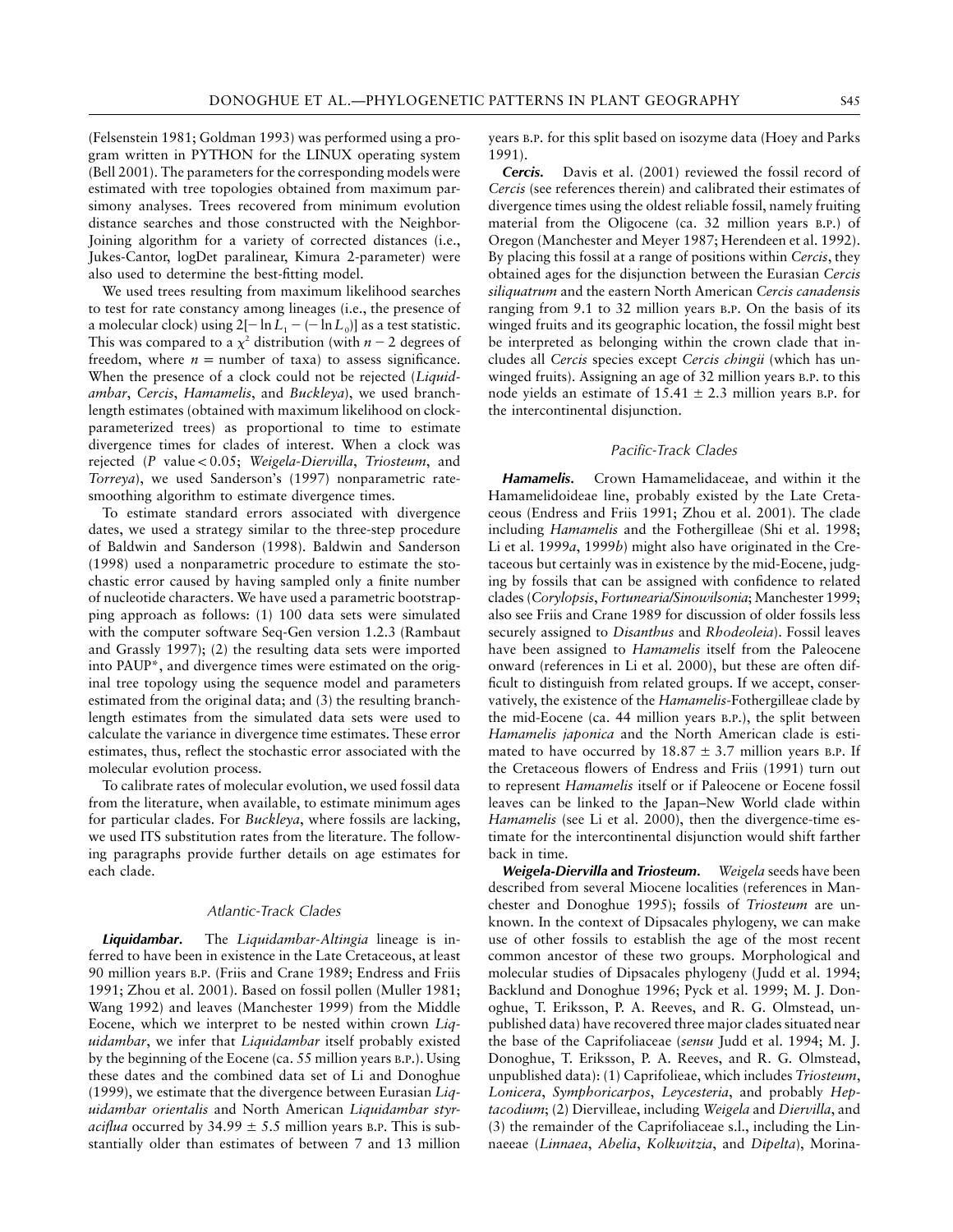(Felsenstein 1981; Goldman 1993) was performed using a program written in PYTHON for the LINUX operating system (Bell 2001). The parameters for the corresponding models were estimated with tree topologies obtained from maximum parsimony analyses. Trees recovered from minimum evolution distance searches and those constructed with the Neighbor-Joining algorithm for a variety of corrected distances (i.e., Jukes-Cantor, logDet paralinear, Kimura 2-parameter) were also used to determine the best-fitting model.

We used trees resulting from maximum likelihood searches to test for rate constancy among lineages (i.e., the presence of a molecular clock) using $2[-\ln L_1 - (-\ln L_0)]$ as a test statistic. This was compared to a $\chi^2$ distribution (with $n - 2$ degrees of freedom, where $n$ = number of taxa) to assess significance. When the presence of a clock could not be rejected (*Liquidambar*, *Cercis*, *Hamamelis*, and *Buckleya*), we used branch-length estimates (obtained with maximum likelihood on clock-parameterized trees) as proportional to time to estimate divergence times for clades of interest. When a clock was rejected ($P$ value $< 0.05$; *Weigela-Diervilla*, *Triosteum*, and *Torreya*), we used Sanderson's (1997) nonparametric rate-smoothing algorithm to estimate divergence times.

To estimate standard errors associated with divergence dates, we used a strategy similar to the three-step procedure of Baldwin and Sanderson (1998). Baldwin and Sanderson (1998) used a nonparametric procedure to estimate the stochastic error caused by having sampled only a finite number of nucleotide characters. We have used a parametric bootstrapping approach as follows: (1) 100 data sets were simulated with the computer software Seq-Gen version 1.2.3 (Rambaut and Grassly 1997); (2) the resulting data sets were imported into PAUP*, and divergence times were estimated on the original tree topology using the sequence model and parameters estimated from the original data; and (3) the resulting branch-length estimates from the simulated data sets were used to calculate the variance in divergence time estimates. These error estimates, thus, reflect the stochastic error associated with the molecular evolution process.

To calibrate rates of molecular evolution, we used fossil data from the literature, when available, to estimate minimum ages for particular clades. For *Buckleya*, where fossils are lacking, we used ITS substitution rates from the literature. The following paragraphs provide further details on age estimates for each clade.

### *Atlantic-Track Clades*

***Liquidambar*.** The *Liquidambar-Altingia* lineage is inferred to have been in existence in the Late Cretaceous, at least 90 million years B.P. (Friis and Crane 1989; Endress and Friis 1991; Zhou et al. 2001). Based on fossil pollen (Muller 1981; Wang 1992) and leaves (Manchester 1999) from the Middle Eocene, which we interpret to be nested within crown *Liquidambar*, we infer that *Liquidambar* itself probably existed by the beginning of the Eocene (ca. 55 million years B.P.). Using these dates and the combined data set of Li and Donoghue (1999), we estimate that the divergence between Eurasian *Liquidambar orientalis* and North American *Liquidambar styraciflua* occurred by $34.99 \pm 5.5$ million years B.P. This is substantially older than estimates of between 7 and 13 million years B.P. for this split based on isozyme data (Hoey and Parks 1991).

***Cercis*.** Davis et al. (2001) reviewed the fossil record of *Cercis* (see references therein) and calibrated their estimates of divergence times using the oldest reliable fossil, namely fruiting material from the Oligocene (ca. 32 million years B.P.) of Oregon (Manchester and Meyer 1987; Herendeen et al. 1992). By placing this fossil at a range of positions within *Cercis*, they obtained ages for the disjunction between the Eurasian *Cercis siliquatrum* and the eastern North American *Cercis canadensis* ranging from 9.1 to 32 million years B.P. On the basis of its winged fruits and its geographic location, the fossil might best be interpreted as belonging within the crown clade that includes all *Cercis* species except *Cercis chingii* (which has unwinged fruits). Assigning an age of 32 million years B.P. to this node yields an estimate of $15.41 \pm 2.3$ million years B.P. for the intercontinental disjunction.

### *Pacific-Track Clades*

***Hamamelis*.** Crown Hamamelidaceae, and within it the Hamamelidoideae line, probably existed by the Late Cretaceous (Endress and Friis 1991; Zhou et al. 2001). The clade including *Hamamelis* and the Fothergilleae (Shi et al. 1998; Li et al. 1999*a*, 1999*b*) might also have originated in the Cretaceous but certainly was in existence by the mid-Eocene, judging by fossils that can be assigned with confidence to related clades (*Corylopsis*, *Fortunearia/Sinowilsonia*; Manchester 1999; also see Friis and Crane 1989 for discussion of older fossils less securely assigned to *Disanthus* and *Rhodeoleia*). Fossil leaves have been assigned to *Hamamelis* itself from the Paleocene onward (references in Li et al. 2000), but these are often difficult to distinguish from related groups. If we accept, conservatively, the existence of the *Hamamelis*-Fothergilleae clade by the mid-Eocene (ca. 44 million years B.P.), the split between *Hamamelis japonica* and the North American clade is estimated to have occurred by $18.87 \pm 3.7$ million years B.P. If the Cretaceous flowers of Endress and Friis (1991) turn out to represent *Hamamelis* itself or if Paleocene or Eocene fossil leaves can be linked to the Japan–New World clade within *Hamamelis* (see Li et al. 2000), then the divergence-time estimate for the intercontinental disjunction would shift farther back in time.

***Weigela-Diervilla* and *Triosteum*.** *Weigela* seeds have been described from several Miocene localities (references in Manchester and Donoghue 1995); fossils of *Triosteum* are unknown. In the context of Dipsacales phylogeny, we can make use of other fossils to establish the age of the most recent common ancestor of these two groups. Morphological and molecular studies of Dipsacales phylogeny (Judd et al. 1994; Backlund and Donoghue 1996; Pyck et al. 1999; M. J. Donoghue, T. Eriksson, P. A. Reeves, and R. G. Olmstead, unpublished data) have recovered three major clades situated near the base of the Caprifoliaceae (*sensu* Judd et al. 1994; M. J. Donoghue, T. Eriksson, P. A. Reeves, and R. G. Olmstead, unpublished data): (1) Caprifolieae, which includes *Triosteum*, *Lonicera*, *Symphoricarpos*, *Leycesteria*, and probably *Heptacodium*; (2) Diervilleae, including *Weigela* and *Diervilla*, and (3) the remainder of the Caprifoliaceae s.l., including the Linnaeeae (*Linnaea*, *Abelia*, *Kolkwitzia*, and *Dipelta*), Morina-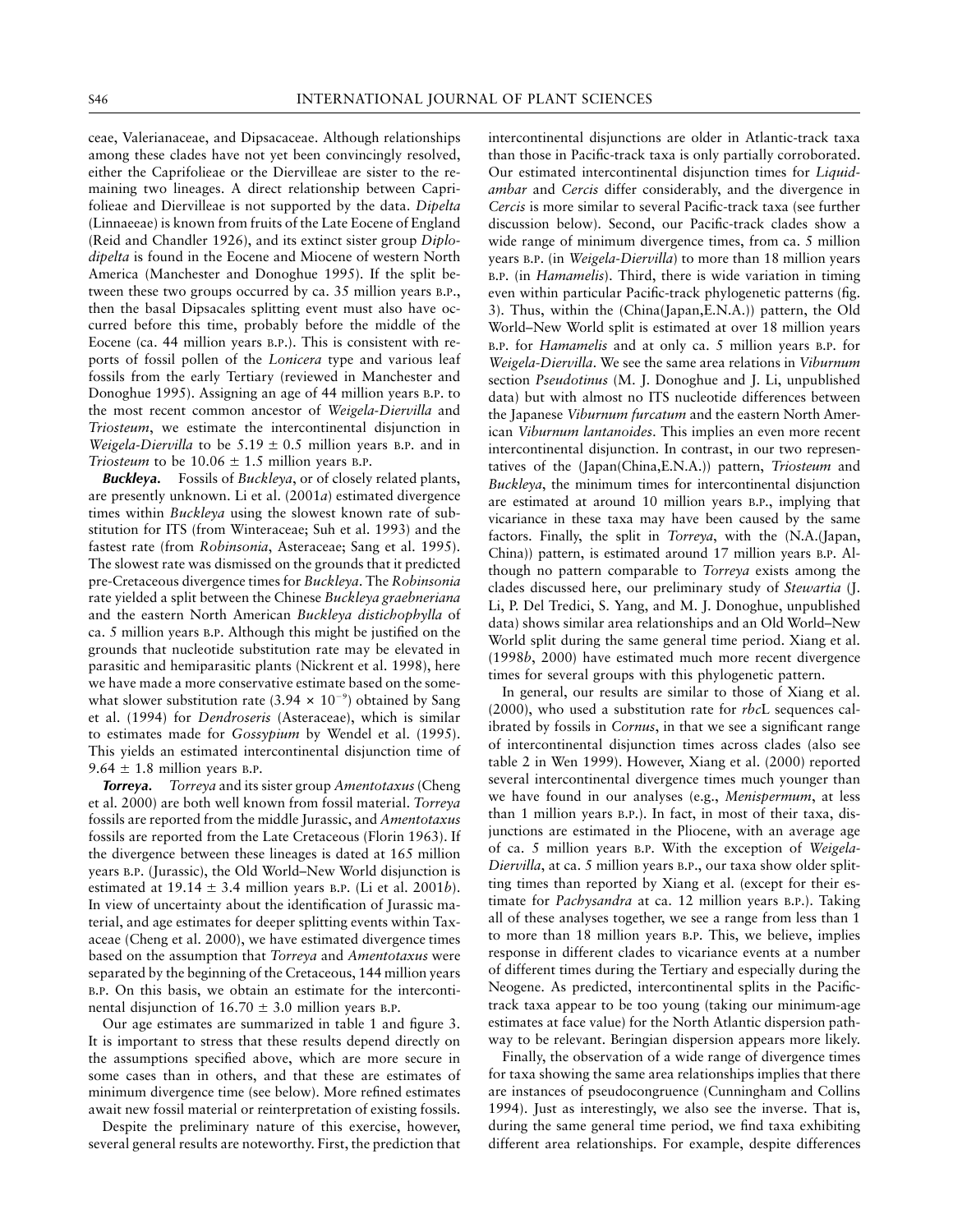ceae, Valerianaceae, and Dipsacaceae. Although relationships among these clades have not yet been convincingly resolved, either the Caprifolieae or the Diervilleae are sister to the remaining two lineages. A direct relationship between Caprifolieae and Diervilleae is not supported by the data. *Dipelta* (Linnaeeae) is known from fruits of the Late Eocene of England (Reid and Chandler 1926), and its extinct sister group *Diplodipelta* is found in the Eocene and Miocene of western North America (Manchester and Donoghue 1995). If the split between these two groups occurred by ca. 35 million years B.P., then the basal Dipsacales splitting event must also have occurred before this time, probably before the middle of the Eocene (ca. 44 million years B.P.). This is consistent with reports of fossil pollen of the *Lonicera* type and various leaf fossils from the early Tertiary (reviewed in Manchester and Donoghue 1995). Assigning an age of 44 million years B.P. to the most recent common ancestor of *Weigela-Diervilla* and *Triosteum*, we estimate the intercontinental disjunction in *Weigela-Diervilla* to be $5.19 \pm 0.5$ million years B.P. and in *Triosteum* to be $10.06 \pm 1.5$ million years B.P.

***Buckleya.*** Fossils of *Buckleya*, or of closely related plants, are presently unknown. Li et al. (2001*a*) estimated divergence times within *Buckleya* using the slowest known rate of substitution for ITS (from Winteraceae; Suh et al. 1993) and the fastest rate (from *Robinsonia*, Asteraceae; Sang et al. 1995). The slowest rate was dismissed on the grounds that it predicted pre-Cretaceous divergence times for *Buckleya*. The *Robinsonia* rate yielded a split between the Chinese *Buckleya graebneriana* and the eastern North American *Buckleya distichophylla* of ca. 5 million years B.P. Although this might be justified on the grounds that nucleotide substitution rate may be elevated in parasitic and hemiparasitic plants (Nickrent et al. 1998), here we have made a more conservative estimate based on the somewhat slower substitution rate ($3.94 \times 10^{-9}$) obtained by Sang et al. (1994) for *Dendroseris* (Asteraceae), which is similar to estimates made for *Gossypium* by Wendel et al. (1995). This yields an estimated intercontinental disjunction time of $9.64 \pm 1.8$ million years B.P.

***Torreya.*** *Torreya* and its sister group *Amentotaxus* (Cheng et al. 2000) are both well known from fossil material. *Torreya* fossils are reported from the middle Jurassic, and *Amentotaxus* fossils are reported from the Late Cretaceous (Florin 1963). If the divergence between these lineages is dated at 165 million years B.P. (Jurassic), the Old World–New World disjunction is estimated at $19.14 \pm 3.4$ million years B.P. (Li et al. 2001*b*). In view of uncertainty about the identification of Jurassic material, and age estimates for deeper splitting events within Taxaceae (Cheng et al. 2000), we have estimated divergence times based on the assumption that *Torreya* and *Amentotaxus* were separated by the beginning of the Cretaceous, 144 million years B.P. On this basis, we obtain an estimate for the intercontinental disjunction of $16.70 \pm 3.0$ million years B.P.

Our age estimates are summarized in table 1 and figure 3. It is important to stress that these results depend directly on the assumptions specified above, which are more secure in some cases than in others, and that these are estimates of minimum divergence time (see below). More refined estimates await new fossil material or reinterpretation of existing fossils.

Despite the preliminary nature of this exercise, however, several general results are noteworthy. First, the prediction that intercontinental disjunctions are older in Atlantic-track taxa than those in Pacific-track taxa is only partially corroborated. Our estimated intercontinental disjunction times for *Liquidambar* and *Cercis* differ considerably, and the divergence in *Cercis* is more similar to several Pacific-track taxa (see further discussion below). Second, our Pacific-track clades show a wide range of minimum divergence times, from ca. 5 million years B.P. (in *Weigela-Diervilla*) to more than 18 million years B.P. (in *Hamamelis*). Third, there is wide variation in timing even within particular Pacific-track phylogenetic patterns (fig. 3). Thus, within the (China(Japan,E.N.A.)) pattern, the Old World–New World split is estimated at over 18 million years B.P. for *Hamamelis* and at only ca. 5 million years B.P. for *Weigela-Diervilla*. We see the same area relations in *Viburnum* section *Pseudotinus* (M. J. Donoghue and J. Li, unpublished data) but with almost no ITS nucleotide differences between the Japanese *Viburnum furcatum* and the eastern North American *Viburnum lantanoides*. This implies an even more recent intercontinental disjunction. In contrast, in our two representatives of the (Japan(China,E.N.A.)) pattern, *Triosteum* and *Buckleya*, the minimum times for intercontinental disjunction are estimated at around 10 million years B.P., implying that vicariance in these taxa may have been caused by the same factors. Finally, the split in *Torreya*, with the (N.A.(Japan, China)) pattern, is estimated around 17 million years B.P. Although no pattern comparable to *Torreya* exists among the clades discussed here, our preliminary study of *Stewartia* (J. Li, P. Del Tredici, S. Yang, and M. J. Donoghue, unpublished data) shows similar area relationships and an Old World–New World split during the same general time period. Xiang et al. (1998*b*, 2000) have estimated much more recent divergence times for several groups with this phylogenetic pattern.

In general, our results are similar to those of Xiang et al. (2000), who used a substitution rate for *rbc*L sequences calibrated by fossils in *Cornus*, in that we see a significant range of intercontinental disjunction times across clades (also see table 2 in Wen 1999). However, Xiang et al. (2000) reported several intercontinental divergence times much younger than we have found in our analyses (e.g., *Menispermum*, at less than 1 million years B.P.). In fact, in most of their taxa, disjunctions are estimated in the Pliocene, with an average age of ca. 5 million years B.P. With the exception of *Weigela-Diervilla*, at ca. 5 million years B.P., our taxa show older splitting times than reported by Xiang et al. (except for their estimate for *Pachysandra* at ca. 12 million years B.P.). Taking all of these analyses together, we see a range from less than 1 to more than 18 million years B.P. This, we believe, implies response in different clades to vicariance events at a number of different times during the Tertiary and especially during the Neogene. As predicted, intercontinental splits in the Pacific-track taxa appear to be too young (taking our minimum-age estimates at face value) for the North Atlantic dispersion pathway to be relevant. Beringian dispersion appears more likely.

Finally, the observation of a wide range of divergence times for taxa showing the same area relationships implies that there are instances of pseudocongruence (Cunningham and Collins 1994). Just as interestingly, we also see the inverse. That is, during the same general time period, we find taxa exhibiting different area relationships. For example, despite differences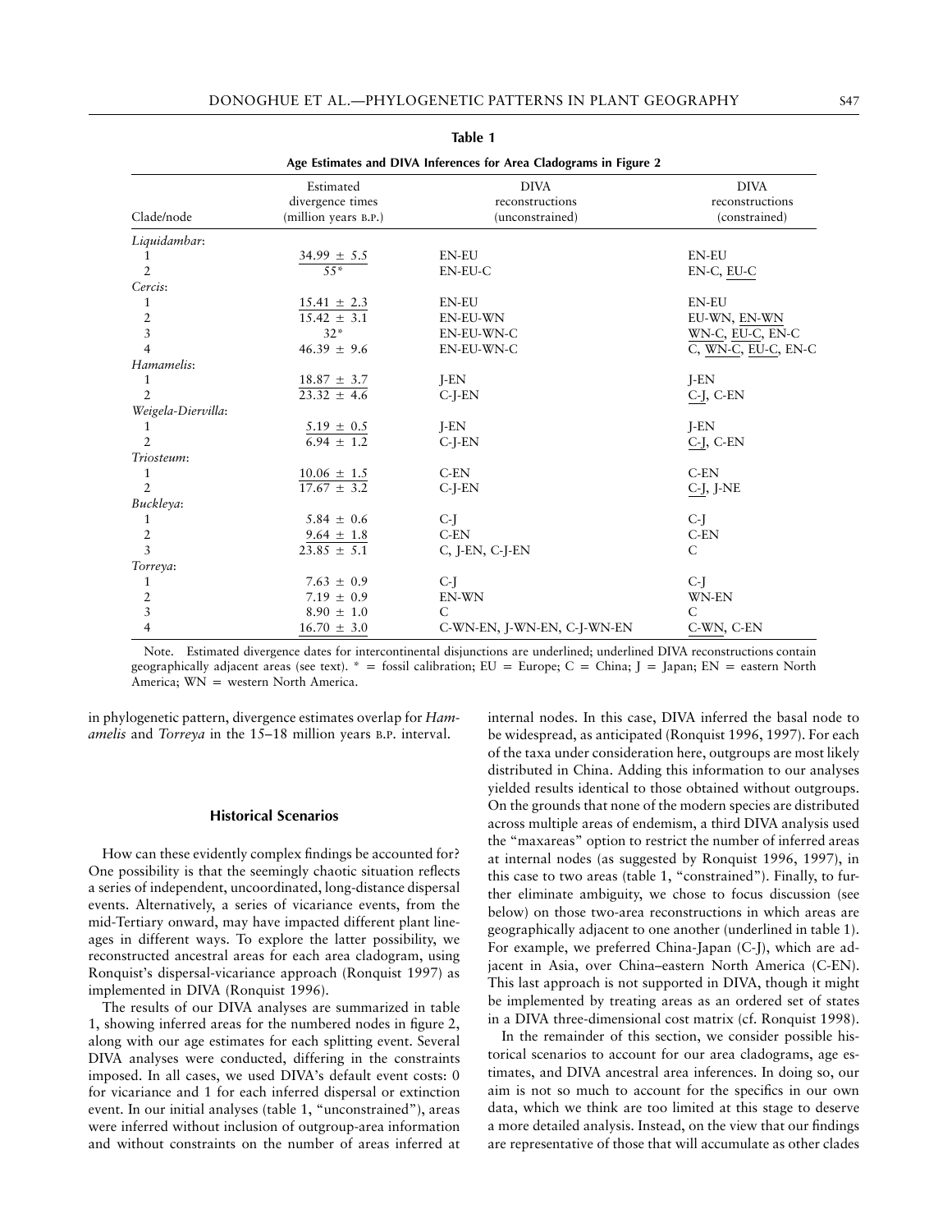**Table 1**

**Age Estimates and DIVA Inferences for Area Cladograms in Figure 2**

| Clade/node | Estimated divergence times (million years B.P.) | DIVA reconstructions (unconstrained) | DIVA reconstructions (constrained) |
|---|---|---|---|
| *Liquidambar*: | | | |
| 1 | <u>34.99 ± 5.5</u> | EN-EU | EN-EU |
| 2 | <u>55*</u> | EN-EU-C | EN-C, <u>EU-C</u> |
| *Cercis*: | | | |
| 1 | <u>15.41 ± 2.3</u> | EN-EU | EN-EU |
| 2 | <u>15.42 ± 3.1</u> | EN-EU-WN | EU-WN, <u>EN-WN</u> |
| 3 | 32* | EN-EU-WN-C | <u>WN-C</u>, <u>EU-C</u>, EN-C |
| 4 | 46.39 ± 9.6 | EN-EU-WN-C | C, <u>WN-C</u>, <u>EU-C</u>, EN-C |
| *Hamamelis*: | | | |
| 1 | <u>18.87 ± 3.7</u> | J-EN | J-EN |
| 2 | <u>23.32 ± 4.6</u> | C-J-EN | <u>C-J</u>, C-EN |
| *Weigela-Diervilla*: | | | |
| 1 | <u>5.19 ± 0.5</u> | J-EN | J-EN |
| 2 | <u>6.94 ± 1.2</u> | C-J-EN | <u>C-J</u>, C-EN |
| *Triosteum*: | | | |
| 1 | <u>10.06 ± 1.5</u> | C-EN | C-EN |
| 2 | <u>17.67 ± 3.2</u> | C-J-EN | <u>C-J</u>, J-NE |
| *Buckleya*: | | | |
| 1 | 5.84 ± 0.6 | C-J | C-J |
| 2 | <u>9.64 ± 1.8</u> | C-EN | C-EN |
| 3 | <u>23.85 ± 5.1</u> | C, J-EN, C-J-EN | C |
| *Torreya*: | | | |
| 1 | 7.63 ± 0.9 | C-J | C-J |
| 2 | 7.19 ± 0.9 | EN-WN | WN-EN |
| 3 | 8.90 ± 1.0 | C | C |
| 4 | <u>16.70 ± 3.0</u> | C-WN-EN, J-WN-EN, C-J-WN-EN | <u>C-WN</u>, C-EN |

Note. Estimated divergence dates for intercontinental disjunctions are underlined; underlined DIVA reconstructions contain geographically adjacent areas (see text). * = fossil calibration; EU = Europe; C = China; J = Japan; EN = eastern North America; WN = western North America.

in phylogenetic pattern, divergence estimates overlap for *Hamamelis* and *Torreya* in the 15–18 million years B.P. interval.

### Historical Scenarios

How can these evidently complex findings be accounted for? One possibility is that the seemingly chaotic situation reflects a series of independent, uncoordinated, long-distance dispersal events. Alternatively, a series of vicariance events, from the mid-Tertiary onward, may have impacted different plant lineages in different ways. To explore the latter possibility, we reconstructed ancestral areas for each area cladogram, using Ronquist's dispersal-vicariance approach (Ronquist 1997) as implemented in DIVA (Ronquist 1996).

The results of our DIVA analyses are summarized in table 1, showing inferred areas for the numbered nodes in figure 2, along with our age estimates for each splitting event. Several DIVA analyses were conducted, differing in the constraints imposed. In all cases, we used DIVA's default event costs: 0 for vicariance and 1 for each inferred dispersal or extinction event. In our initial analyses (table 1, "unconstrained"), areas were inferred without inclusion of outgroup-area information and without constraints on the number of areas inferred at internal nodes. In this case, DIVA inferred the basal node to be widespread, as anticipated (Ronquist 1996, 1997). For each of the taxa under consideration here, outgroups are most likely distributed in China. Adding this information to our analyses yielded results identical to those obtained without outgroups. On the grounds that none of the modern species are distributed across multiple areas of endemism, a third DIVA analysis used the "maxareas" option to restrict the number of inferred areas at internal nodes (as suggested by Ronquist 1996, 1997), in this case to two areas (table 1, "constrained"). Finally, to further eliminate ambiguity, we chose to focus discussion (see below) on those two-area reconstructions in which areas are geographically adjacent to one another (underlined in table 1). For example, we preferred China-Japan (C-J), which are adjacent in Asia, over China–eastern North America (C-EN). This last approach is not supported in DIVA, though it might be implemented by treating areas as an ordered set of states in a DIVA three-dimensional cost matrix (cf. Ronquist 1998).

In the remainder of this section, we consider possible historical scenarios to account for our area cladograms, age estimates, and DIVA ancestral area inferences. In doing so, our aim is not so much to account for the specifics in our own data, which we think are too limited at this stage to deserve a more detailed analysis. Instead, on the view that our findings are representative of those that will accumulate as other clades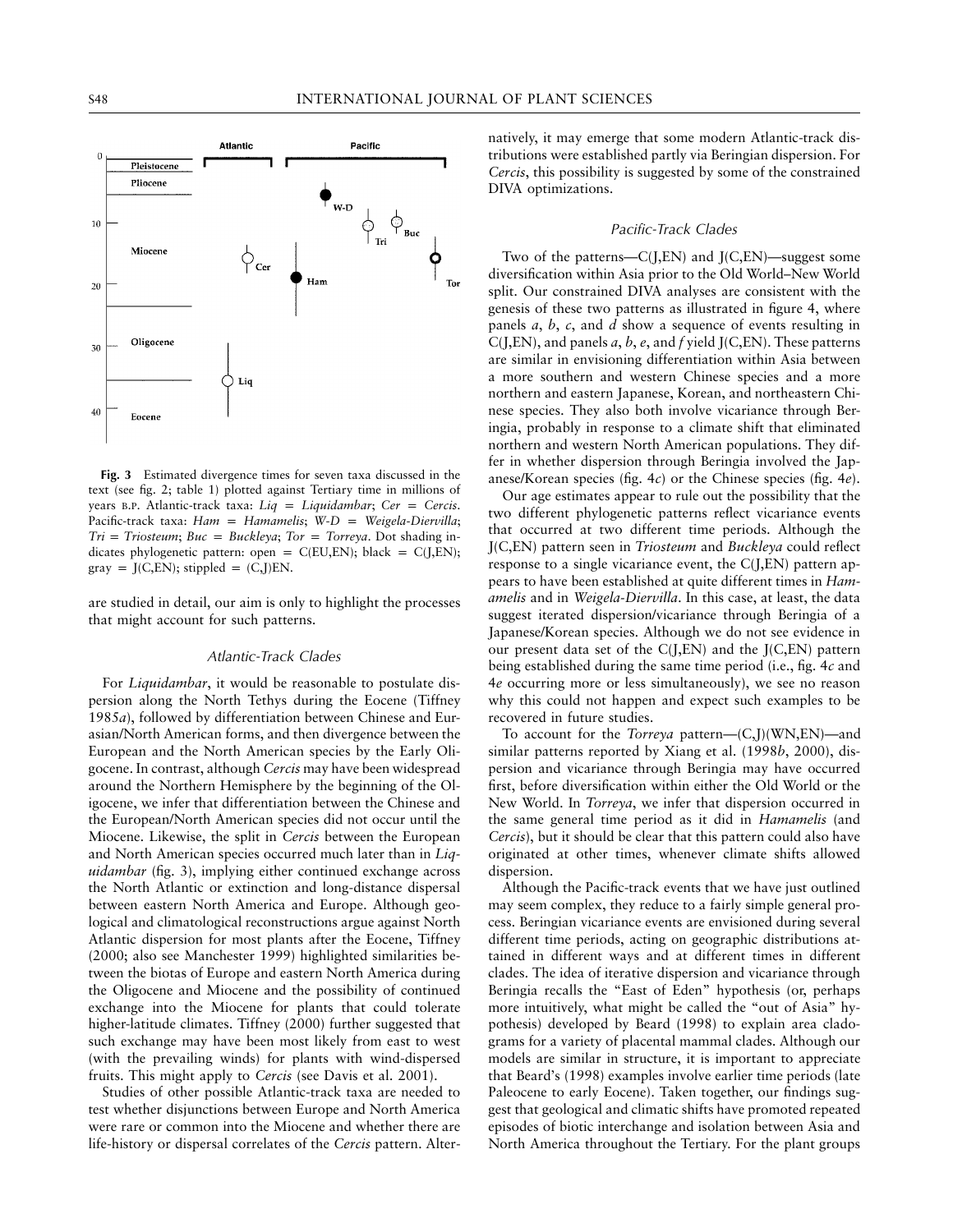**Fig. 3** Estimated divergence times for seven taxa discussed in the text (see fig. 2; table 1) plotted against Tertiary time in millions of years B.P. Atlantic-track taxa: *Liq* = *Liquidambar*; *Cer* = *Cercis*. Pacific-track taxa: *Ham* = *Hamamelis*; *W-D* = *Weigela-Diervilla*; *Tri* = *Triosteum*; *Buc* = *Buckleya*; *Tor* = *Torreya*. Dot shading indicates phylogenetic pattern: open = C(EU,EN); black = C(J,EN); gray = J(C,EN); stippled = (C,J)EN.

are studied in detail, our aim is only to highlight the processes that might account for such patterns.

### Atlantic-Track Clades

For *Liquidambar*, it would be reasonable to postulate dispersion along the North Tethys during the Eocene (Tiffney 1985*a*), followed by differentiation between Chinese and Eurasian/North American forms, and then divergence between the European and the North American species by the Early Oligocene. In contrast, although *Cercis* may have been widespread around the Northern Hemisphere by the beginning of the Oligocene, we infer that differentiation between the Chinese and the European/North American species did not occur until the Miocene. Likewise, the split in *Cercis* between the European and North American species occurred much later than in *Liquidambar* (fig. 3), implying either continued exchange across the North Atlantic or extinction and long-distance dispersal between eastern North America and Europe. Although geological and climatological reconstructions argue against North Atlantic dispersion for most plants after the Eocene, Tiffney (2000; also see Manchester 1999) highlighted similarities between the biotas of Europe and eastern North America during the Oligocene and Miocene and the possibility of continued exchange into the Miocene for plants that could tolerate higher-latitude climates. Tiffney (2000) further suggested that such exchange may have been most likely from east to west (with the prevailing winds) for plants with wind-dispersed fruits. This might apply to *Cercis* (see Davis et al. 2001).

Studies of other possible Atlantic-track taxa are needed to test whether disjunctions between Europe and North America were rare or common into the Miocene and whether there are life-history or dispersal correlates of the *Cercis* pattern. Alternatively, it may emerge that some modern Atlantic-track distributions were established partly via Beringian dispersion. For *Cercis*, this possibility is suggested by some of the constrained DIVA optimizations.

### Pacific-Track Clades

Two of the patterns—C(J,EN) and J(C,EN)—suggest some diversification within Asia prior to the Old World–New World split. Our constrained DIVA analyses are consistent with the genesis of these two patterns as illustrated in figure 4, where panels *a*, *b*, *c*, and *d* show a sequence of events resulting in C(J,EN), and panels *a*, *b*, *e*, and *f* yield J(C,EN). These patterns are similar in envisioning differentiation within Asia between a more southern and western Chinese species and a more northern and eastern Japanese, Korean, and northeastern Chinese species. They also both involve vicariance through Beringia, probably in response to a climate shift that eliminated northern and western North American populations. They differ in whether dispersion through Beringia involved the Japanese/Korean species (fig. 4*c*) or the Chinese species (fig. 4*e*).

Our age estimates appear to rule out the possibility that the two different phylogenetic patterns reflect vicariance events that occurred at two different time periods. Although the J(C,EN) pattern seen in *Triosteum* and *Buckleya* could reflect response to a single vicariance event, the C(J,EN) pattern appears to have been established at quite different times in *Hamamelis* and in *Weigela-Diervilla*. In this case, at least, the data suggest iterated dispersion/vicariance through Beringia of a Japanese/Korean species. Although we do not see evidence in our present data set of the C(J,EN) and the J(C,EN) pattern being established during the same time period (i.e., fig. 4*c* and 4*e* occurring more or less simultaneously), we see no reason why this could not happen and expect such examples to be recovered in future studies.

To account for the *Torreya* pattern—(C,J)(WN,EN)—and similar patterns reported by Xiang et al. (1998*b*, 2000), dispersion and vicariance through Beringia may have occurred first, before diversification within either the Old World or the New World. In *Torreya*, we infer that dispersion occurred in the same general time period as it did in *Hamamelis* (and *Cercis*), but it should be clear that this pattern could also have originated at other times, whenever climate shifts allowed dispersion.

Although the Pacific-track events that we have just outlined may seem complex, they reduce to a fairly simple general process. Beringian vicariance events are envisioned during several different time periods, acting on geographic distributions attained in different ways and at different times in different clades. The idea of iterative dispersion and vicariance through Beringia recalls the "East of Eden" hypothesis (or, perhaps more intuitively, what might be called the "out of Asia" hypothesis) developed by Beard (1998) to explain area cladograms for a variety of placental mammal clades. Although our models are similar in structure, it is important to appreciate that Beard's (1998) examples involve earlier time periods (late Paleocene to early Eocene). Taken together, our findings suggest that geological and climatic shifts have promoted repeated episodes of biotic interchange and isolation between Asia and North America throughout the Tertiary. For the plant groups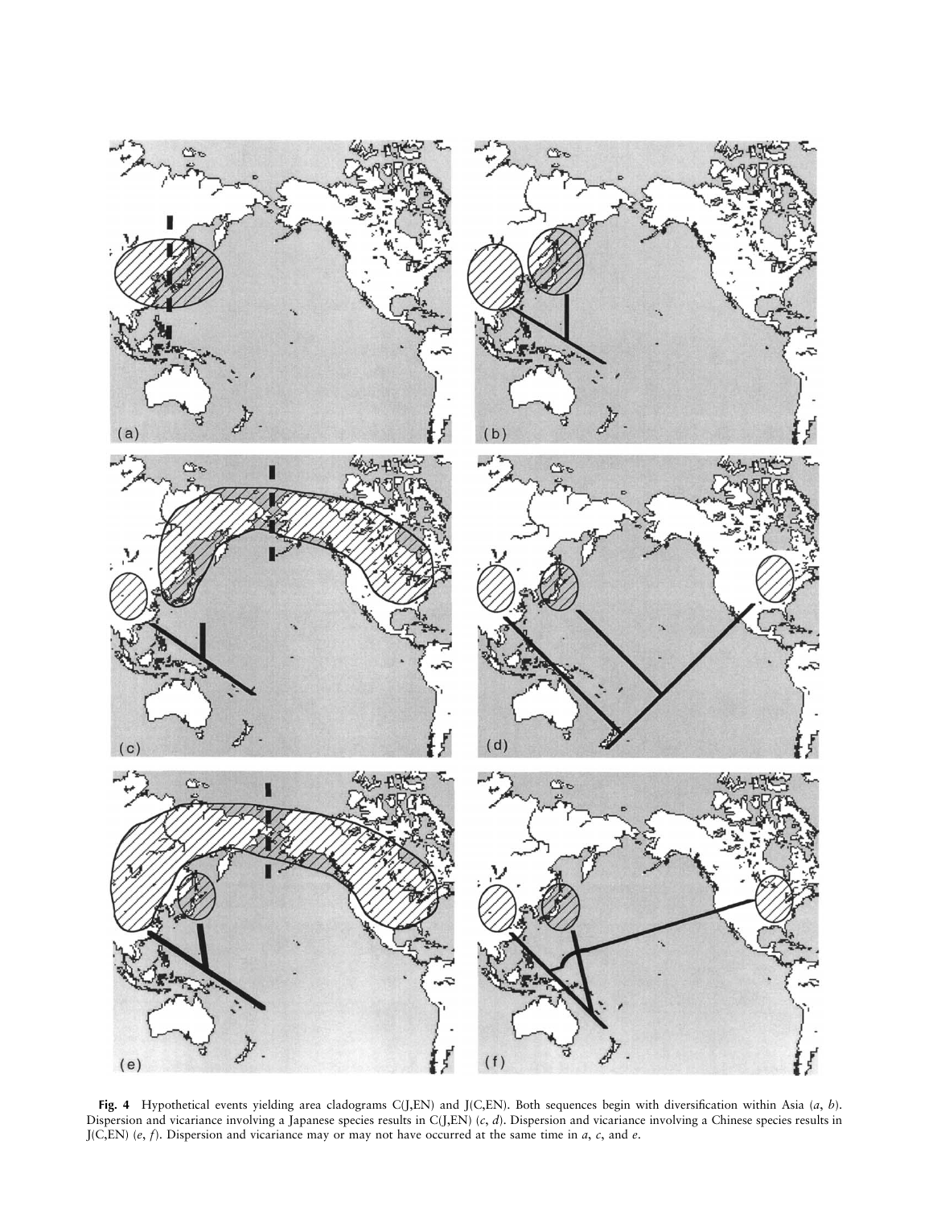**Fig. 4** Hypothetical events yielding area cladograms C(J,EN) and J(C,EN). Both sequences begin with diversification within Asia (*a*, *b*). Dispersion and vicariance involving a Japanese species results in C(J,EN) (*c*, *d*). Dispersion and vicariance involving a Chinese species results in J(C,EN) (*e*, *f*). Dispersion and vicariance may or may not have occurred at the same time in *a*, *c*, and *e*.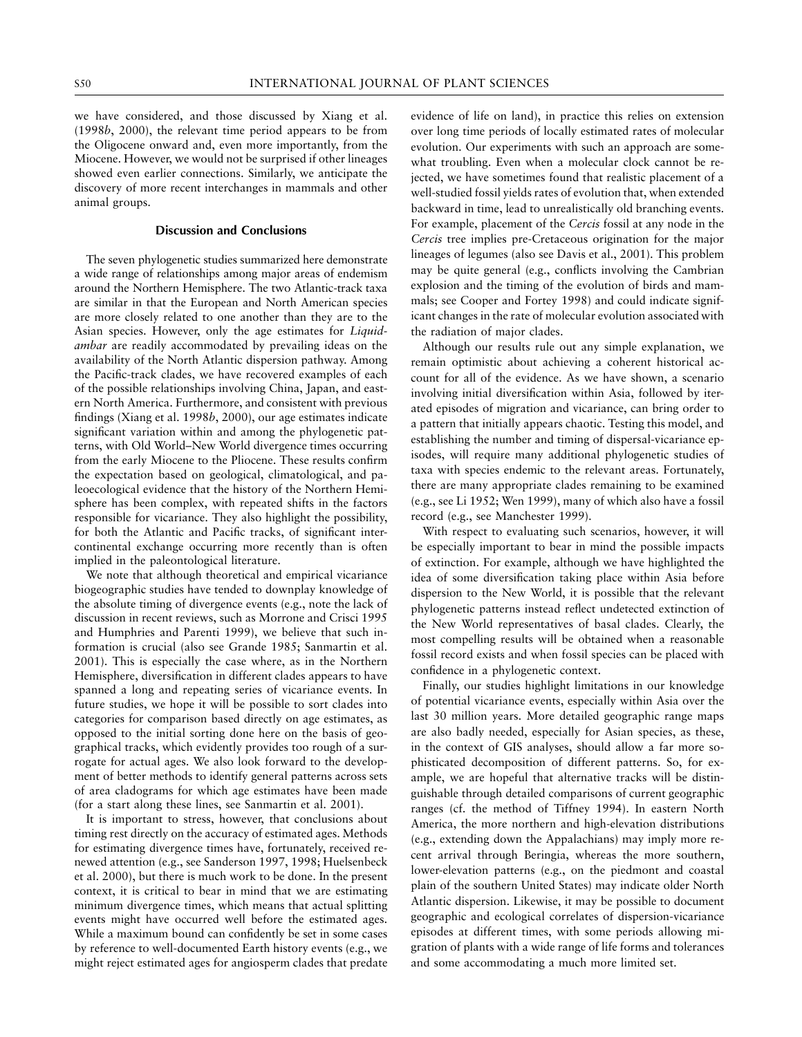we have considered, and those discussed by Xiang et al. (1998*b*, 2000), the relevant time period appears to be from the Oligocene onward and, even more importantly, from the Miocene. However, we would not be surprised if other lineages showed even earlier connections. Similarly, we anticipate the discovery of more recent interchanges in mammals and other animal groups.

## Discussion and Conclusions

The seven phylogenetic studies summarized here demonstrate a wide range of relationships among major areas of endemism around the Northern Hemisphere. The two Atlantic-track taxa are similar in that the European and North American species are more closely related to one another than they are to the Asian species. However, only the age estimates for *Liquidambar* are readily accommodated by prevailing ideas on the availability of the North Atlantic dispersion pathway. Among the Pacific-track clades, we have recovered examples of each of the possible relationships involving China, Japan, and eastern North America. Furthermore, and consistent with previous findings (Xiang et al. 1998*b*, 2000), our age estimates indicate significant variation within and among the phylogenetic patterns, with Old World–New World divergence times occurring from the early Miocene to the Pliocene. These results confirm the expectation based on geological, climatological, and paleoecological evidence that the history of the Northern Hemisphere has been complex, with repeated shifts in the factors responsible for vicariance. They also highlight the possibility, for both the Atlantic and Pacific tracks, of significant intercontinental exchange occurring more recently than is often implied in the paleontological literature.

We note that although theoretical and empirical vicariance biogeographic studies have tended to downplay knowledge of the absolute timing of divergence events (e.g., note the lack of discussion in recent reviews, such as Morrone and Crisci 1995 and Humphries and Parenti 1999), we believe that such information is crucial (also see Grande 1985; Sanmartin et al. 2001). This is especially the case where, as in the Northern Hemisphere, diversification in different clades appears to have spanned a long and repeating series of vicariance events. In future studies, we hope it will be possible to sort clades into categories for comparison based directly on age estimates, as opposed to the initial sorting done here on the basis of geographical tracks, which evidently provides too rough of a surrogate for actual ages. We also look forward to the development of better methods to identify general patterns across sets of area cladograms for which age estimates have been made (for a start along these lines, see Sanmartin et al. 2001).

It is important to stress, however, that conclusions about timing rest directly on the accuracy of estimated ages. Methods for estimating divergence times have, fortunately, received renewed attention (e.g., see Sanderson 1997, 1998; Huelsenbeck et al. 2000), but there is much work to be done. In the present context, it is critical to bear in mind that we are estimating minimum divergence times, which means that actual splitting events might have occurred well before the estimated ages. While a maximum bound can confidently be set in some cases by reference to well-documented Earth history events (e.g., we might reject estimated ages for angiosperm clades that predate evidence of life on land), in practice this relies on extension over long time periods of locally estimated rates of molecular evolution. Our experiments with such an approach are somewhat troubling. Even when a molecular clock cannot be rejected, we have sometimes found that realistic placement of a well-studied fossil yields rates of evolution that, when extended backward in time, lead to unrealistically old branching events. For example, placement of the *Cercis* fossil at any node in the *Cercis* tree implies pre-Cretaceous origination for the major lineages of legumes (also see Davis et al., 2001). This problem may be quite general (e.g., conflicts involving the Cambrian explosion and the timing of the evolution of birds and mammals; see Cooper and Fortey 1998) and could indicate significant changes in the rate of molecular evolution associated with the radiation of major clades.

Although our results rule out any simple explanation, we remain optimistic about achieving a coherent historical account for all of the evidence. As we have shown, a scenario involving initial diversification within Asia, followed by iterated episodes of migration and vicariance, can bring order to a pattern that initially appears chaotic. Testing this model, and establishing the number and timing of dispersal-vicariance episodes, will require many additional phylogenetic studies of taxa with species endemic to the relevant areas. Fortunately, there are many appropriate clades remaining to be examined (e.g., see Li 1952; Wen 1999), many of which also have a fossil record (e.g., see Manchester 1999).

With respect to evaluating such scenarios, however, it will be especially important to bear in mind the possible impacts of extinction. For example, although we have highlighted the idea of some diversification taking place within Asia before dispersion to the New World, it is possible that the relevant phylogenetic patterns instead reflect undetected extinction of the New World representatives of basal clades. Clearly, the most compelling results will be obtained when a reasonable fossil record exists and when fossil species can be placed with confidence in a phylogenetic context.

Finally, our studies highlight limitations in our knowledge of potential vicariance events, especially within Asia over the last 30 million years. More detailed geographic range maps are also badly needed, especially for Asian species, as these, in the context of GIS analyses, should allow a far more sophisticated decomposition of different patterns. So, for example, we are hopeful that alternative tracks will be distinguishable through detailed comparisons of current geographic ranges (cf. the method of Tiffney 1994). In eastern North America, the more northern and high-elevation distributions (e.g., extending down the Appalachians) may imply more recent arrival through Beringia, whereas the more southern, lower-elevation patterns (e.g., on the piedmont and coastal plain of the southern United States) may indicate older North Atlantic dispersion. Likewise, it may be possible to document geographic and ecological correlates of dispersion-vicariance episodes at different times, with some periods allowing migration of plants with a wide range of life forms and tolerances and some accommodating a much more limited set.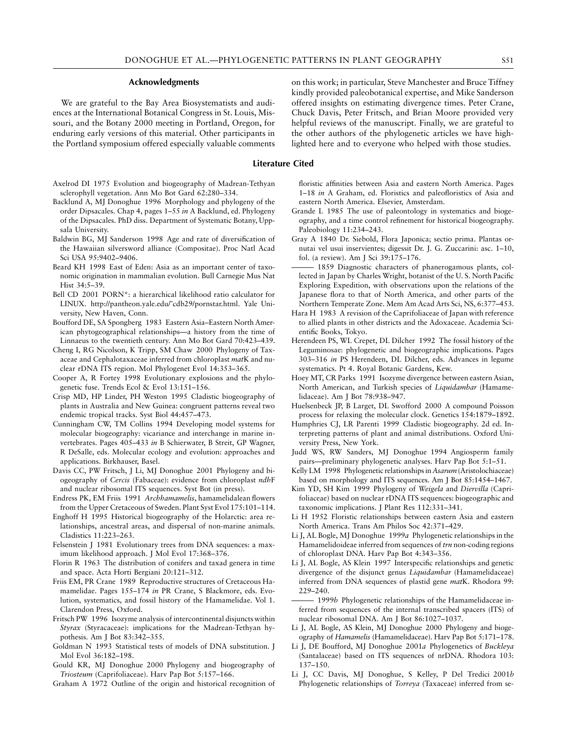## Acknowledgments

We are grateful to the Bay Area Biosystematists and audiences at the International Botanical Congress in St. Louis, Missouri, and the Botany 2000 meeting in Portland, Oregon, for enduring early versions of this material. Other participants in the Portland symposium offered especially valuable comments on this work; in particular, Steve Manchester and Bruce Tiffney kindly provided paleobotanical expertise, and Mike Sanderson offered insights on estimating divergence times. Peter Crane, Chuck Davis, Peter Fritsch, and Brian Moore provided very helpful reviews of the manuscript. Finally, we are grateful to the other authors of the phylogenetic articles we have highlighted here and to everyone who helped with those studies.

## Literature Cited

Axelrod DI 1975 Evolution and biogeography of Madrean-Tethyan sclerophyll vegetation. Ann Mo Bot Gard 62:280–334.

Backlund A, MJ Donoghue 1996 Morphology and phylogeny of the order Dipsacales. Chap 4, pages 1–55 *in* A Backlund, ed. Phylogeny of the Dipsacales. PhD diss. Department of Systematic Botany, Uppsala University.

Baldwin BG, MJ Sanderson 1998 Age and rate of diversification of the Hawaiian silversword alliance (Compositae). Proc Natl Acad Sci USA 95:9402–9406.

Beard KH 1998 East of Eden: Asia as an important center of taxonomic origination in mammalian evolution. Bull Carnegie Mus Nat Hist 34:5–39.

Bell CD 2001 PORN*: a hierarchical likelihood ratio calculator for LINUX. http://pantheon.yale.edu/~cdb29/pornstar.html. Yale University, New Haven, Conn.

Boufford DE, SA Spongberg 1983 Eastern Asia–Eastern North American phytogeographical relationships—a history from the time of Linnaeus to the twentieth century. Ann Mo Bot Gard 70:423–439.

Cheng I, RG Nicolson, K Tripp, SM Chaw 2000 Phylogeny of Taxaceae and Cephalotaxaceae inferred from chloroplast *mat*K and nuclear rDNA ITS region. Mol Phylogenet Evol 14:353–365.

Cooper A, R Fortey 1998 Evolutionary explosions and the phylogenetic fuse. Trends Ecol & Evol 13:151–156.

Crisp MD, HP Linder, PH Weston 1995 Cladistic biogeography of plants in Australia and New Guinea: congruent patterns reveal two endemic tropical tracks. Syst Biol 44:457–473.

Cunningham CW, TM Collins 1994 Developing model systems for molecular biogeography: vicariance and interchange in marine invertebrates. Pages 405–433 *in* B Schierwater, B Streit, GP Wagner, R DeSalle, eds. Molecular ecology and evolution: approaches and applications. Birkhauser, Basel.

Davis CC, PW Fritsch, J Li, MJ Donoghue 2001 Phylogeny and biogeography of *Cercis* (Fabaceae): evidence from chloroplast *ndh*F and nuclear ribosomal ITS sequences. Syst Bot (in press).

Endress PK, EM Friis 1991 *Archhamamelis*, hamamelidalean flowers from the Upper Cretaceous of Sweden. Plant Syst Evol 175:101–114.

Enghoff H 1995 Historical biogeography of the Holarctic: area relationships, ancestral areas, and dispersal of non-marine animals. Cladistics 11:223–263.

Felsenstein J 1981 Evolutionary trees from DNA sequences: a maximum likelihood approach. J Mol Evol 17:368–376.

Florin R 1963 The distribution of conifers and taxad genera in time and space. Acta Horti Bergiani 20:121–312.

Friis EM, PR Crane 1989 Reproductive structures of Cretaceous Hamamelidae. Pages 155–174 *in* PR Crane, S Blackmore, eds. Evolution, systematics, and fossil history of the Hamamelidae. Vol 1. Clarendon Press, Oxford.

Fritsch PW 1996 Isozyme analysis of intercontinental disjuncts within *Styrax* (Styracaceae): implications for the Madrean-Tethyan hypothesis. Am J Bot 83:342–355.

Goldman N 1993 Statistical tests of models of DNA substitution. J Mol Evol 36:182–198.

Gould KR, MJ Donoghue 2000 Phylogeny and biogeography of *Triosteum* (Caprifoliaceae). Harv Pap Bot 5:157–166.

Graham A 1972 Outline of the origin and historical recognition of floristic affinities between Asia and eastern North America. Pages 1–18 *in* A Graham, ed. Floristics and paleofloristics of Asia and eastern North America. Elsevier, Amsterdam.

Grande L 1985 The use of paleontology in systematics and biogeography, and a time control refinement for historical biogeography. Paleobiology 11:234–243.

Gray A 1840 Dr. Siebold, Flora Japonica; sectio prima. Plantas ornutai vel usui inservientes; digessit Dr. J. G. Zuccarini: asc. 1–10, fol. (a review). Am J Sci 39:175–176.

——— 1859 Diagnostic characters of phanerogamous plants, collected in Japan by Charles Wright, botanist of the U. S. North Pacific Exploring Expedition, with observations upon the relations of the Japanese flora to that of North America, and other parts of the Northern Temperate Zone. Mem Am Acad Arts Sci, NS, 6:377–453.

Hara H 1983 A revision of the Caprifoliaceae of Japan with reference to allied plants in other districts and the Adoxaceae. Academia Scientific Books, Tokyo.

Herendeen PS, WL Crepet, DL Dilcher 1992 The fossil history of the Leguminosae: phylogenetic and biogeographic implications. Pages 303–316 *in* PS Herendeen, DL Dilcher, eds. Advances in legume systematics. Pt 4. Royal Botanic Gardens, Kew.

Hoey MT, CR Parks 1991 Isozyme divergence between eastern Asian, North American, and Turkish species of *Liquidambar* (Hamamelidaceae). Am J Bot 78:938–947.

Huelsenbeck JP, B Larget, DL Swofford 2000 A compound Poisson process for relaxing the molecular clock. Genetics 154:1879–1892.

Humphries CJ, LR Parenti 1999 Cladistic biogeography. 2d ed. Interpreting patterns of plant and animal distributions. Oxford University Press, New York.

Judd WS, RW Sanders, MJ Donoghue 1994 Angiosperm family pairs—preliminary phylogenetic analyses. Harv Pap Bot 5:1–51.

Kelly LM 1998 Phylogenetic relationships in *Asarum* (Aristolochiaceae) based on morphology and ITS sequences. Am J Bot 85:1454–1467.

Kim YD, SH Kim 1999 Phylogeny of *Weigela* and *Diervilla* (Caprifoliaceae) based on nuclear rDNA ITS sequences: biogeographic and taxonomic implications. J Plant Res 112:331–341.

Li H 1952 Floristic relationships between eastern Asia and eastern North America. Trans Am Philos Soc 42:371–429.

Li J, AL Bogle, MJ Donoghue 1999*a* Phylogenetic relationships in the Hamamelidoideae inferred from sequences of *trn* non-coding regions of chloroplast DNA. Harv Pap Bot 4:343–356.

Li J, AL Bogle, AS Klein 1997 Interspecific relationships and genetic divergence of the disjunct genus *Liquidambar* (Hamamelidaceae) inferred from DNA sequences of plastid gene *mat*K. Rhodora 99: 229–240.

——— 1999*b* Phylogenetic relationships of the Hamamelidaceae inferred from sequences of the internal transcribed spacers (ITS) of nuclear ribosomal DNA. Am J Bot 86:1027–1037.

Li J, AL Bogle, AS Klein, MJ Donoghue 2000 Phylogeny and biogeography of *Hamamelis* (Hamamelidaceae). Harv Pap Bot 5:171–178.

Li J, DE Boufford, MJ Donoghue 2001*a* Phylogenetics of *Buckleya* (Santalaceae) based on ITS sequences of nrDNA. Rhodora 103: 137–150.

Li J, CC Davis, MJ Donoghue, S Kelley, P Del Tredici 2001*b* Phylogenetic relationships of *Torreya* (Taxaceae) inferred from se-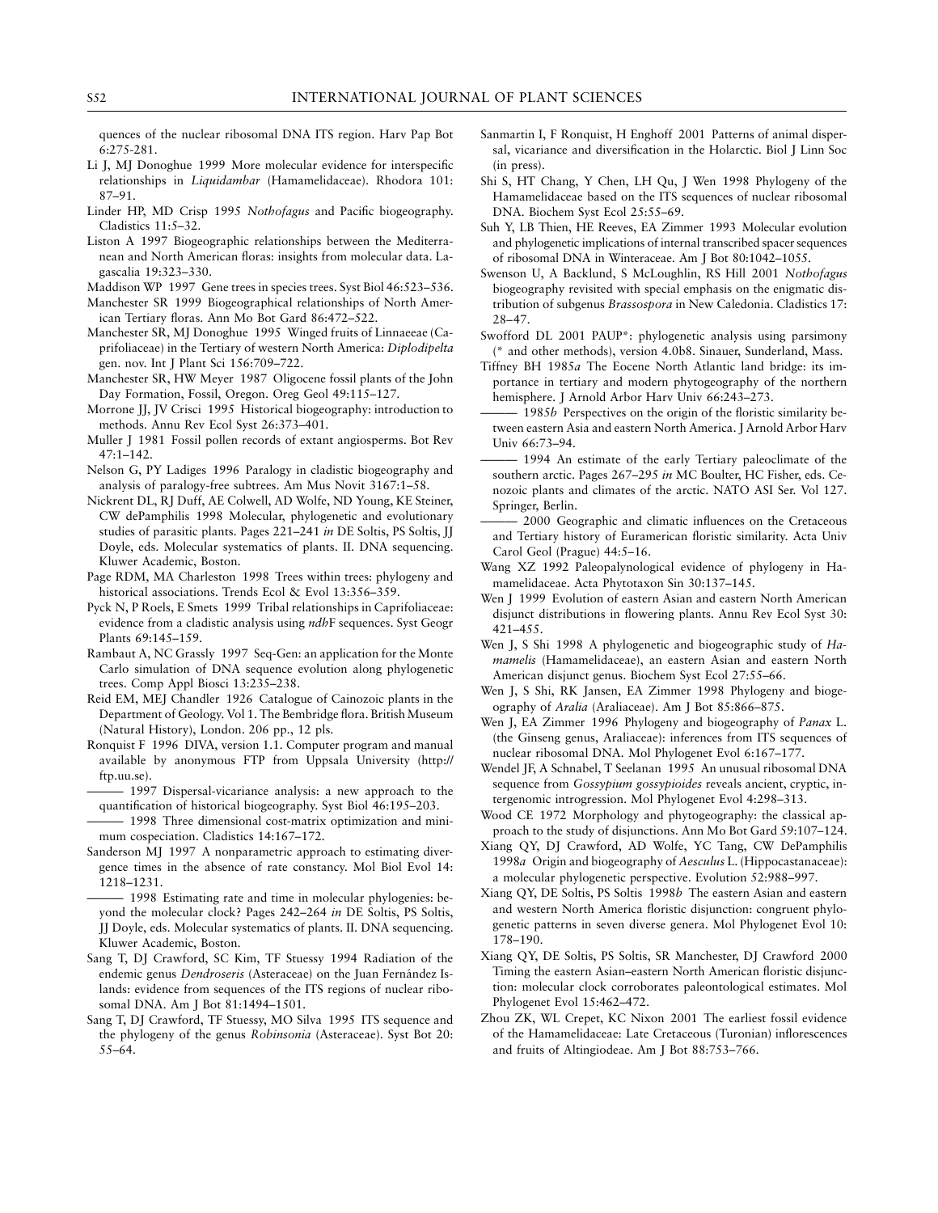quences of the nuclear ribosomal DNA ITS region. Harv Pap Bot 6:275-281.

Li J, MJ Donoghue 1999 More molecular evidence for interspecific relationships in *Liquidambar* (Hamamelidaceae). Rhodora 101: 87–91.

Linder HP, MD Crisp 1995 *Nothofagus* and Pacific biogeography. Cladistics 11:5–32.

Liston A 1997 Biogeographic relationships between the Mediterranean and North American floras: insights from molecular data. Lagascalia 19:323–330.

Maddison WP 1997 Gene trees in species trees. Syst Biol 46:523–536.

Manchester SR 1999 Biogeographical relationships of North American Tertiary floras. Ann Mo Bot Gard 86:472–522.

Manchester SR, MJ Donoghue 1995 Winged fruits of Linnaeeae (Caprifoliaceae) in the Tertiary of western North America: *Diplodipelta* gen. nov. Int J Plant Sci 156:709–722.

Manchester SR, HW Meyer 1987 Oligocene fossil plants of the John Day Formation, Fossil, Oregon. Oreg Geol 49:115–127.

Morrone JJ, JV Crisci 1995 Historical biogeography: introduction to methods. Annu Rev Ecol Syst 26:373–401.

Muller J 1981 Fossil pollen records of extant angiosperms. Bot Rev 47:1–142.

Nelson G, PY Ladiges 1996 Paralogy in cladistic biogeography and analysis of paralogy-free subtrees. Am Mus Novit 3167:1–58.

Nickrent DL, RJ Duff, AE Colwell, AD Wolfe, ND Young, KE Steiner, CW dePamphilis 1998 Molecular, phylogenetic and evolutionary studies of parasitic plants. Pages 221–241 *in* DE Soltis, PS Soltis, JJ Doyle, eds. Molecular systematics of plants. II. DNA sequencing. Kluwer Academic, Boston.

Page RDM, MA Charleston 1998 Trees within trees: phylogeny and historical associations. Trends Ecol & Evol 13:356–359.

Pyck N, P Roels, E Smets 1999 Tribal relationships in Caprifoliaceae: evidence from a cladistic analysis using *ndh*F sequences. Syst Geogr Plants 69:145–159.

Rambaut A, NC Grassly 1997 Seq-Gen: an application for the Monte Carlo simulation of DNA sequence evolution along phylogenetic trees. Comp Appl Biosci 13:235–238.

Reid EM, MEJ Chandler 1926 Catalogue of Cainozoic plants in the Department of Geology. Vol 1. The Bembridge flora. British Museum (Natural History), London. 206 pp., 12 pls.

Ronquist F 1996 DIVA, version 1.1. Computer program and manual available by anonymous FTP from Uppsala University (http://ftp.uu.se).

——— 1997 Dispersal-vicariance analysis: a new approach to the quantification of historical biogeography. Syst Biol 46:195–203.

——— 1998 Three dimensional cost-matrix optimization and minimum cospeciation. Cladistics 14:167–172.

Sanderson MJ 1997 A nonparametric approach to estimating divergence times in the absence of rate constancy. Mol Biol Evol 14: 1218–1231.

——— 1998 Estimating rate and time in molecular phylogenies: beyond the molecular clock? Pages 242–264 *in* DE Soltis, PS Soltis, JJ Doyle, eds. Molecular systematics of plants. II. DNA sequencing. Kluwer Academic, Boston.

Sang T, DJ Crawford, SC Kim, TF Stuessy 1994 Radiation of the endemic genus *Dendroseris* (Asteraceae) on the Juan Fernández Islands: evidence from sequences of the ITS regions of nuclear ribosomal DNA. Am J Bot 81:1494–1501.

Sang T, DJ Crawford, TF Stuessy, MO Silva 1995 ITS sequence and the phylogeny of the genus *Robinsonia* (Asteraceae). Syst Bot 20: 55–64.

Sanmartin I, F Ronquist, H Enghoff 2001 Patterns of animal dispersal, vicariance and diversification in the Holarctic. Biol J Linn Soc (in press).

Shi S, HT Chang, Y Chen, LH Qu, J Wen 1998 Phylogeny of the Hamamelidaceae based on the ITS sequences of nuclear ribosomal DNA. Biochem Syst Ecol 25:55–69.

Suh Y, LB Thien, HE Reeves, EA Zimmer 1993 Molecular evolution and phylogenetic implications of internal transcribed spacer sequences of ribosomal DNA in Winteraceae. Am J Bot 80:1042–1055.

Swenson U, A Backlund, S McLoughlin, RS Hill 2001 *Nothofagus* biogeography revisited with special emphasis on the enigmatic distribution of subgenus *Brassospora* in New Caledonia. Cladistics 17: 28–47.

Swofford DL 2001 PAUP*: phylogenetic analysis using parsimony (* and other methods), version 4.0b8. Sinauer, Sunderland, Mass.

Tiffney BH 1985*a* The Eocene North Atlantic land bridge: its importance in tertiary and modern phytogeography of the northern hemisphere. J Arnold Arbor Harv Univ 66:243–273.

——— 1985*b* Perspectives on the origin of the floristic similarity between eastern Asia and eastern North America. J Arnold Arbor Harv Univ 66:73–94.

——— 1994 An estimate of the early Tertiary paleoclimate of the southern arctic. Pages 267–295 *in* MC Boulter, HC Fisher, eds. Cenozoic plants and climates of the arctic. NATO ASI Ser. Vol 127. Springer, Berlin.

——— 2000 Geographic and climatic influences on the Cretaceous and Tertiary history of Euramerican floristic similarity. Acta Univ Carol Geol (Prague) 44:5–16.

Wang XZ 1992 Paleopalynological evidence of phylogeny in Hamamelidaceae. Acta Phytotaxon Sin 30:137–145.

Wen J 1999 Evolution of eastern Asian and eastern North American disjunct distributions in flowering plants. Annu Rev Ecol Syst 30: 421–455.

Wen J, S Shi 1998 A phylogenetic and biogeographic study of *Hamamelis* (Hamamelidaceae), an eastern Asian and eastern North American disjunct genus. Biochem Syst Ecol 27:55–66.

Wen J, S Shi, RK Jansen, EA Zimmer 1998 Phylogeny and biogeography of *Aralia* (Araliaceae). Am J Bot 85:866–875.

Wen J, EA Zimmer 1996 Phylogeny and biogeography of *Panax* L. (the Ginseng genus, Araliaceae): inferences from ITS sequences of nuclear ribosomal DNA. Mol Phylogenet Evol 6:167–177.

Wendel JF, A Schnabel, T Seelanan 1995 An unusual ribosomal DNA sequence from *Gossypium gossypioides* reveals ancient, cryptic, intergenomic introgression. Mol Phylogenet Evol 4:298–313.

Wood CE 1972 Morphology and phytogeography: the classical approach to the study of disjunctions. Ann Mo Bot Gard 59:107–124.

Xiang QY, DJ Crawford, AD Wolfe, YC Tang, CW DePamphilis 1998*a* Origin and biogeography of *Aesculus* L. (Hippocastanaceae): a molecular phylogenetic perspective. Evolution 52:988–997.

Xiang QY, DE Soltis, PS Soltis 1998*b* The eastern Asian and eastern and western North America floristic disjunction: congruent phylogenetic patterns in seven diverse genera. Mol Phylogenet Evol 10: 178–190.

Xiang QY, DE Soltis, PS Soltis, SR Manchester, DJ Crawford 2000 Timing the eastern Asian–eastern North American floristic disjunction: molecular clock corroborates paleontological estimates. Mol Phylogenet Evol 15:462–472.

Zhou ZK, WL Crepet, KC Nixon 2001 The earliest fossil evidence of the Hamamelidaceae: Late Cretaceous (Turonian) inflorescences and fruits of Altingiodeae. Am J Bot 88:753–766.